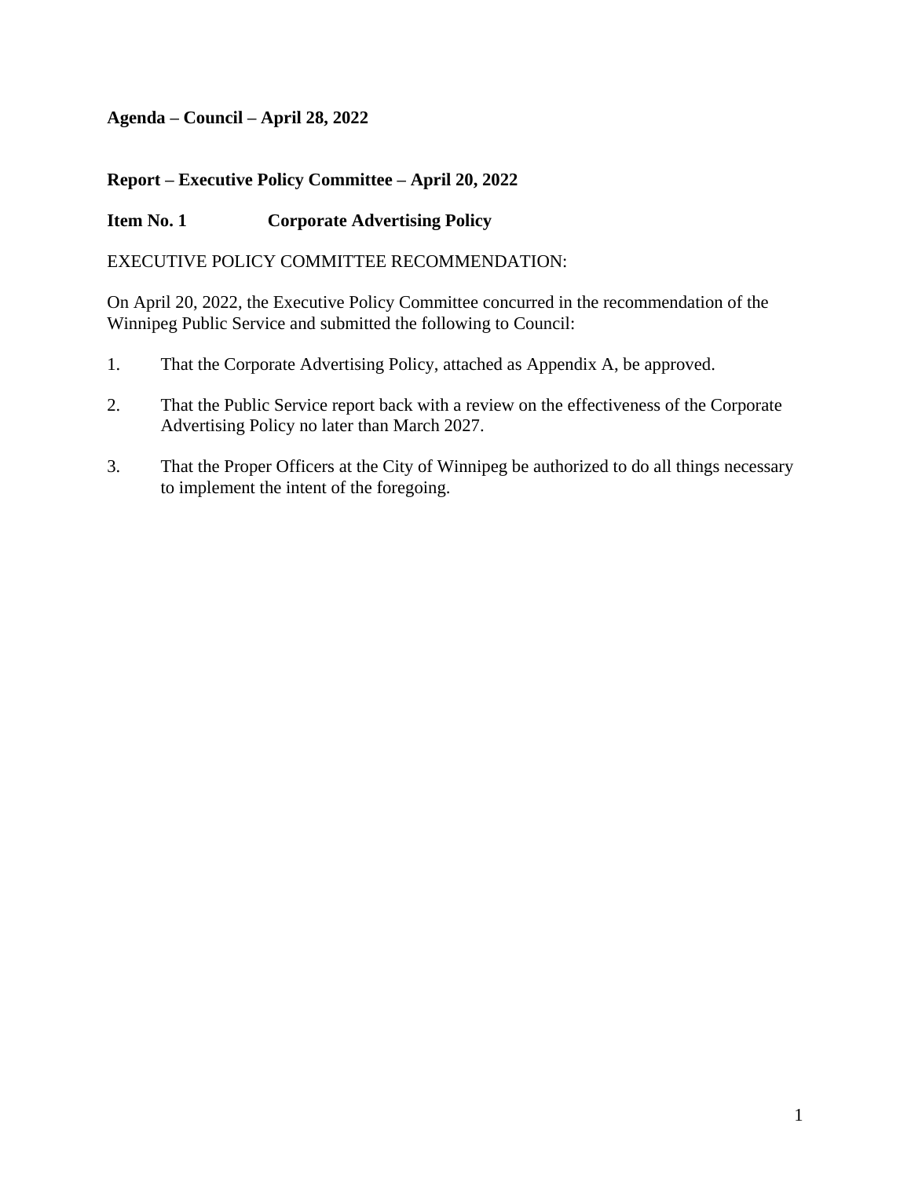**Agenda – Council – April 28, 2022**

**Report – Executive Policy Committee – April 20, 2022**

**Item No. 1 Corporate Advertising Policy**

EXECUTIVE POLICY COMMITTEE RECOMMENDATION:

On April 20, 2022, the Executive Policy Committee concurred in the recommendation of the Winnipeg Public Service and submitted the following to Council:

1. That the Corporate Advertising Policy, attached as Appendix A, be approved.

2. That the Public Service report back with a review on the effectiveness of the Corporate Advertising Policy no later than March 2027.

3. That the Proper Officers at the City of Winnipeg be authorized to do all things necessary to implement the intent of the foregoing.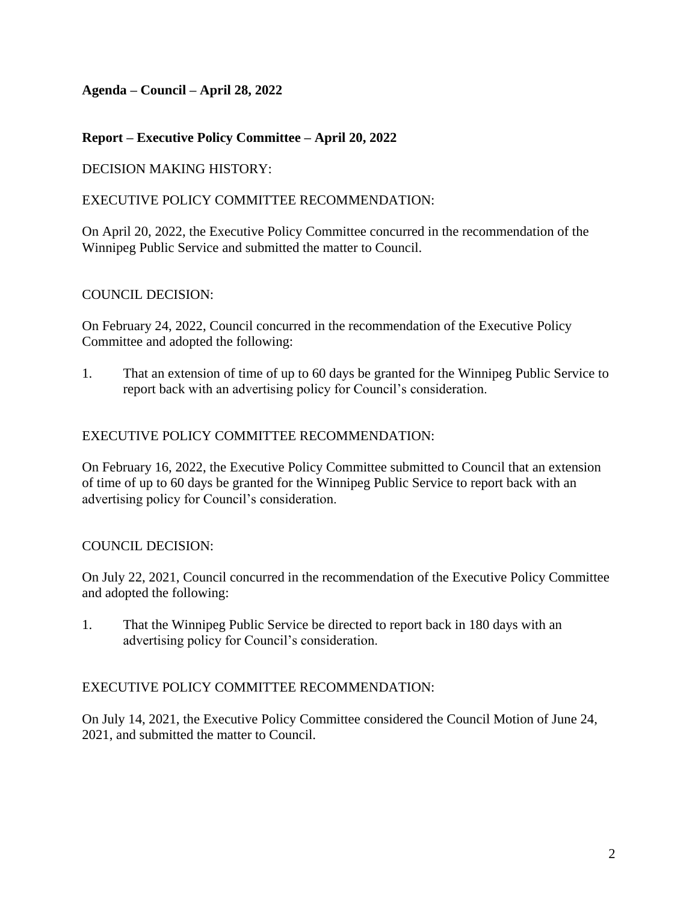**Agenda – Council – April 28, 2022**

**Report – Executive Policy Committee – April 20, 2022**

DECISION MAKING HISTORY:

EXECUTIVE POLICY COMMITTEE RECOMMENDATION:

On April 20, 2022, the Executive Policy Committee concurred in the recommendation of the Winnipeg Public Service and submitted the matter to Council.

COUNCIL DECISION:

On February 24, 2022, Council concurred in the recommendation of the Executive Policy Committee and adopted the following:

1. That an extension of time of up to 60 days be granted for the Winnipeg Public Service to report back with an advertising policy for Council's consideration.

EXECUTIVE POLICY COMMITTEE RECOMMENDATION:

On February 16, 2022, the Executive Policy Committee submitted to Council that an extension of time of up to 60 days be granted for the Winnipeg Public Service to report back with an advertising policy for Council's consideration.

COUNCIL DECISION:

On July 22, 2021, Council concurred in the recommendation of the Executive Policy Committee and adopted the following:

1. That the Winnipeg Public Service be directed to report back in 180 days with an advertising policy for Council's consideration.

EXECUTIVE POLICY COMMITTEE RECOMMENDATION:

On July 14, 2021, the Executive Policy Committee considered the Council Motion of June 24, 2021, and submitted the matter to Council.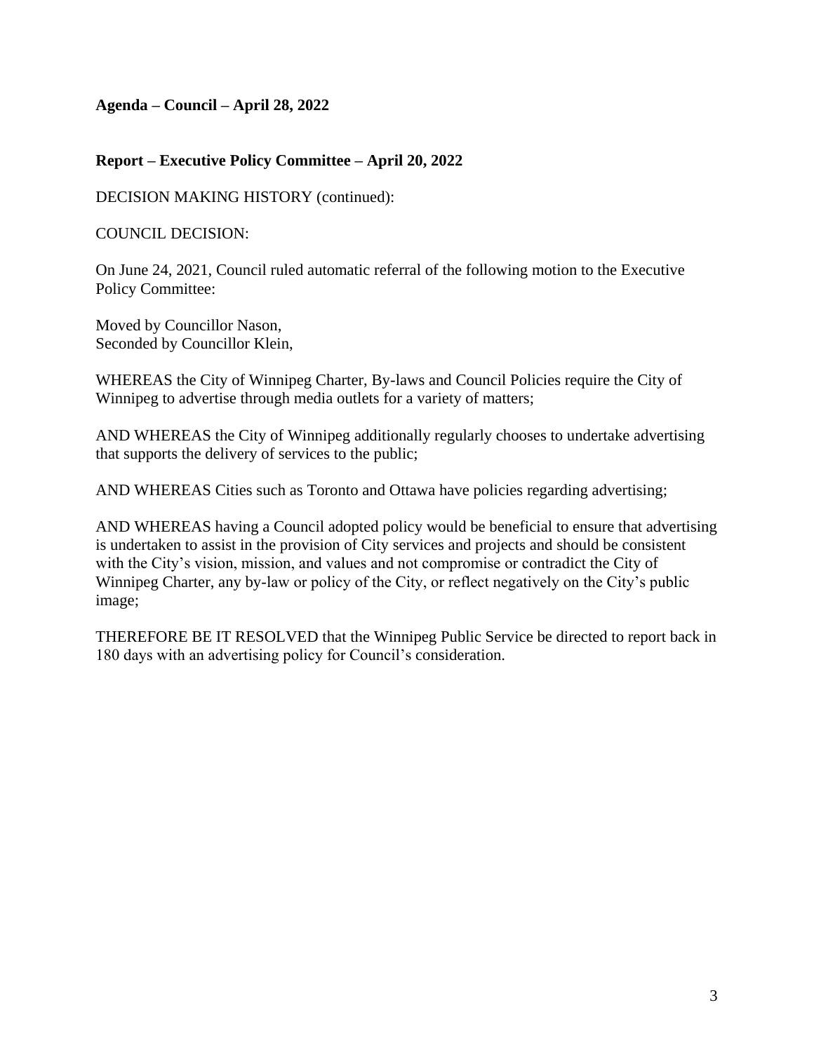**Agenda – Council – April 28, 2022**

**Report – Executive Policy Committee – April 20, 2022**

DECISION MAKING HISTORY (continued):

COUNCIL DECISION:

On June 24, 2021, Council ruled automatic referral of the following motion to the Executive Policy Committee:

Moved by Councillor Nason,
Seconded by Councillor Klein,

WHEREAS the City of Winnipeg Charter, By-laws and Council Policies require the City of Winnipeg to advertise through media outlets for a variety of matters;

AND WHEREAS the City of Winnipeg additionally regularly chooses to undertake advertising that supports the delivery of services to the public;

AND WHEREAS Cities such as Toronto and Ottawa have policies regarding advertising;

AND WHEREAS having a Council adopted policy would be beneficial to ensure that advertising is undertaken to assist in the provision of City services and projects and should be consistent with the City's vision, mission, and values and not compromise or contradict the City of Winnipeg Charter, any by-law or policy of the City, or reflect negatively on the City's public image;

THEREFORE BE IT RESOLVED that the Winnipeg Public Service be directed to report back in 180 days with an advertising policy for Council's consideration.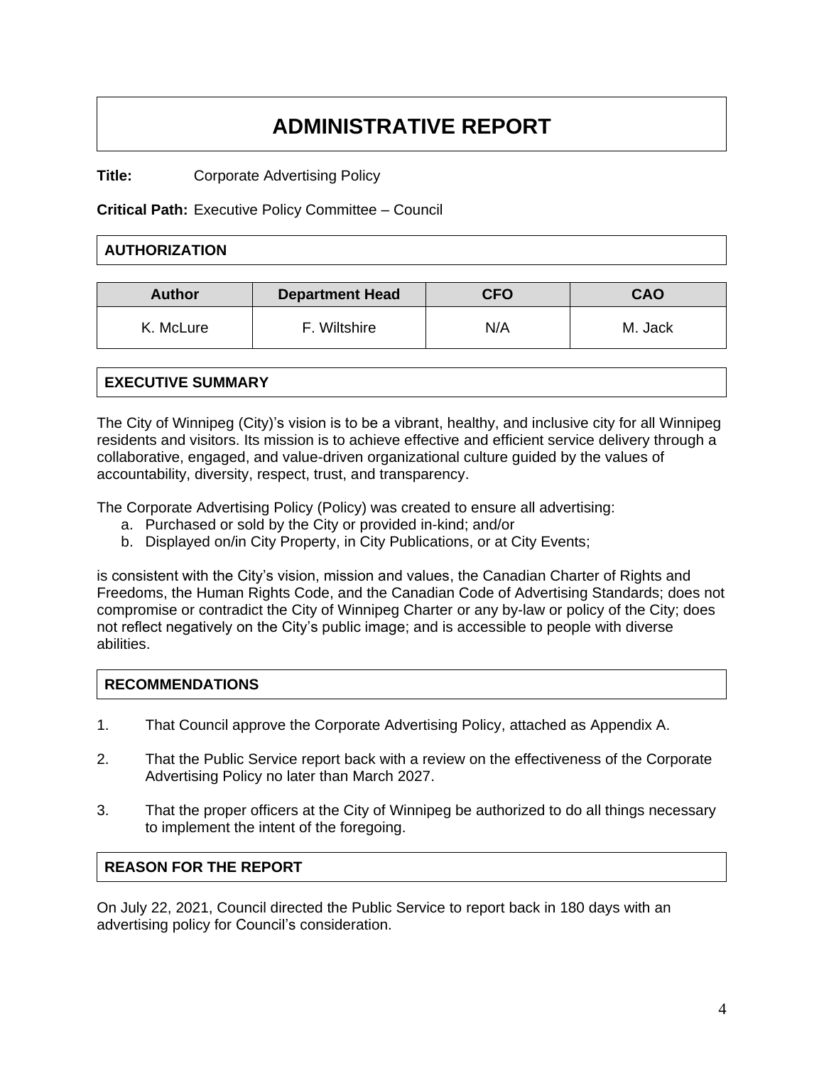# ADMINISTRATIVE REPORT

**Title:** Corporate Advertising Policy

**Critical Path:** Executive Policy Committee – Council

## AUTHORIZATION

| Author | Department Head | CFO | CAO |
|---|---|---|---|
| K. McLure | F. Wiltshire | N/A | M. Jack |

## EXECUTIVE SUMMARY

The City of Winnipeg (City)'s vision is to be a vibrant, healthy, and inclusive city for all Winnipeg residents and visitors. Its mission is to achieve effective and efficient service delivery through a collaborative, engaged, and value-driven organizational culture guided by the values of accountability, diversity, respect, trust, and transparency.

The Corporate Advertising Policy (Policy) was created to ensure all advertising:

a. Purchased or sold by the City or provided in-kind; and/or
b. Displayed on/in City Property, in City Publications, or at City Events;

is consistent with the City's vision, mission and values, the Canadian Charter of Rights and Freedoms, the Human Rights Code, and the Canadian Code of Advertising Standards; does not compromise or contradict the City of Winnipeg Charter or any by-law or policy of the City; does not reflect negatively on the City's public image; and is accessible to people with diverse abilities.

## RECOMMENDATIONS

1. That Council approve the Corporate Advertising Policy, attached as Appendix A.

2. That the Public Service report back with a review on the effectiveness of the Corporate Advertising Policy no later than March 2027.

3. That the proper officers at the City of Winnipeg be authorized to do all things necessary to implement the intent of the foregoing.

## REASON FOR THE REPORT

On July 22, 2021, Council directed the Public Service to report back in 180 days with an advertising policy for Council's consideration.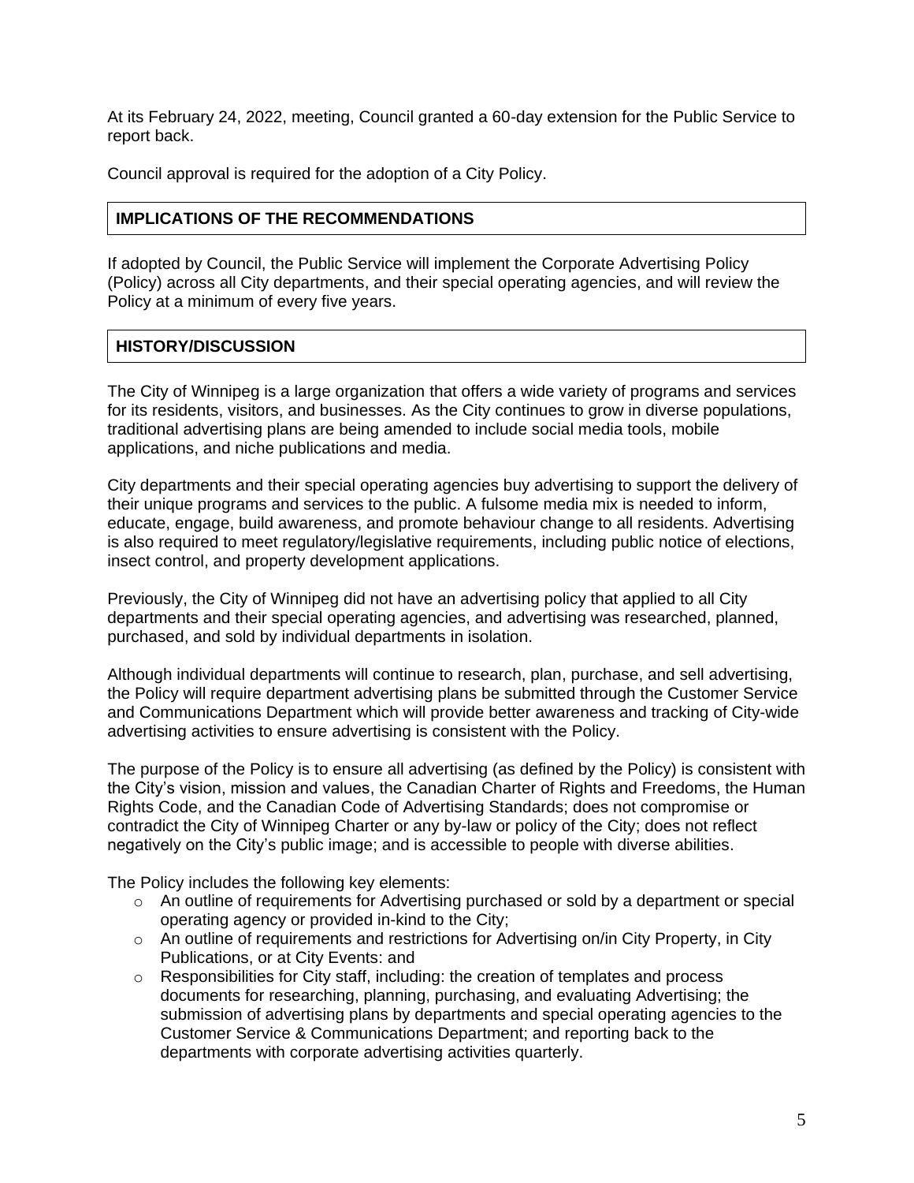At its February 24, 2022, meeting, Council granted a 60-day extension for the Public Service to report back.

Council approval is required for the adoption of a City Policy.

## IMPLICATIONS OF THE RECOMMENDATIONS

If adopted by Council, the Public Service will implement the Corporate Advertising Policy (Policy) across all City departments, and their special operating agencies, and will review the Policy at a minimum of every five years.

## HISTORY/DISCUSSION

The City of Winnipeg is a large organization that offers a wide variety of programs and services for its residents, visitors, and businesses. As the City continues to grow in diverse populations, traditional advertising plans are being amended to include social media tools, mobile applications, and niche publications and media.

City departments and their special operating agencies buy advertising to support the delivery of their unique programs and services to the public. A fulsome media mix is needed to inform, educate, engage, build awareness, and promote behaviour change to all residents. Advertising is also required to meet regulatory/legislative requirements, including public notice of elections, insect control, and property development applications.

Previously, the City of Winnipeg did not have an advertising policy that applied to all City departments and their special operating agencies, and advertising was researched, planned, purchased, and sold by individual departments in isolation.

Although individual departments will continue to research, plan, purchase, and sell advertising, the Policy will require department advertising plans be submitted through the Customer Service and Communications Department which will provide better awareness and tracking of City-wide advertising activities to ensure advertising is consistent with the Policy.

The purpose of the Policy is to ensure all advertising (as defined by the Policy) is consistent with the City's vision, mission and values, the Canadian Charter of Rights and Freedoms, the Human Rights Code, and the Canadian Code of Advertising Standards; does not compromise or contradict the City of Winnipeg Charter or any by-law or policy of the City; does not reflect negatively on the City's public image; and is accessible to people with diverse abilities.

The Policy includes the following key elements:

- An outline of requirements for Advertising purchased or sold by a department or special operating agency or provided in-kind to the City;
- An outline of requirements and restrictions for Advertising on/in City Property, in City Publications, or at City Events: and
- Responsibilities for City staff, including: the creation of templates and process documents for researching, planning, purchasing, and evaluating Advertising; the submission of advertising plans by departments and special operating agencies to the Customer Service & Communications Department; and reporting back to the departments with corporate advertising activities quarterly.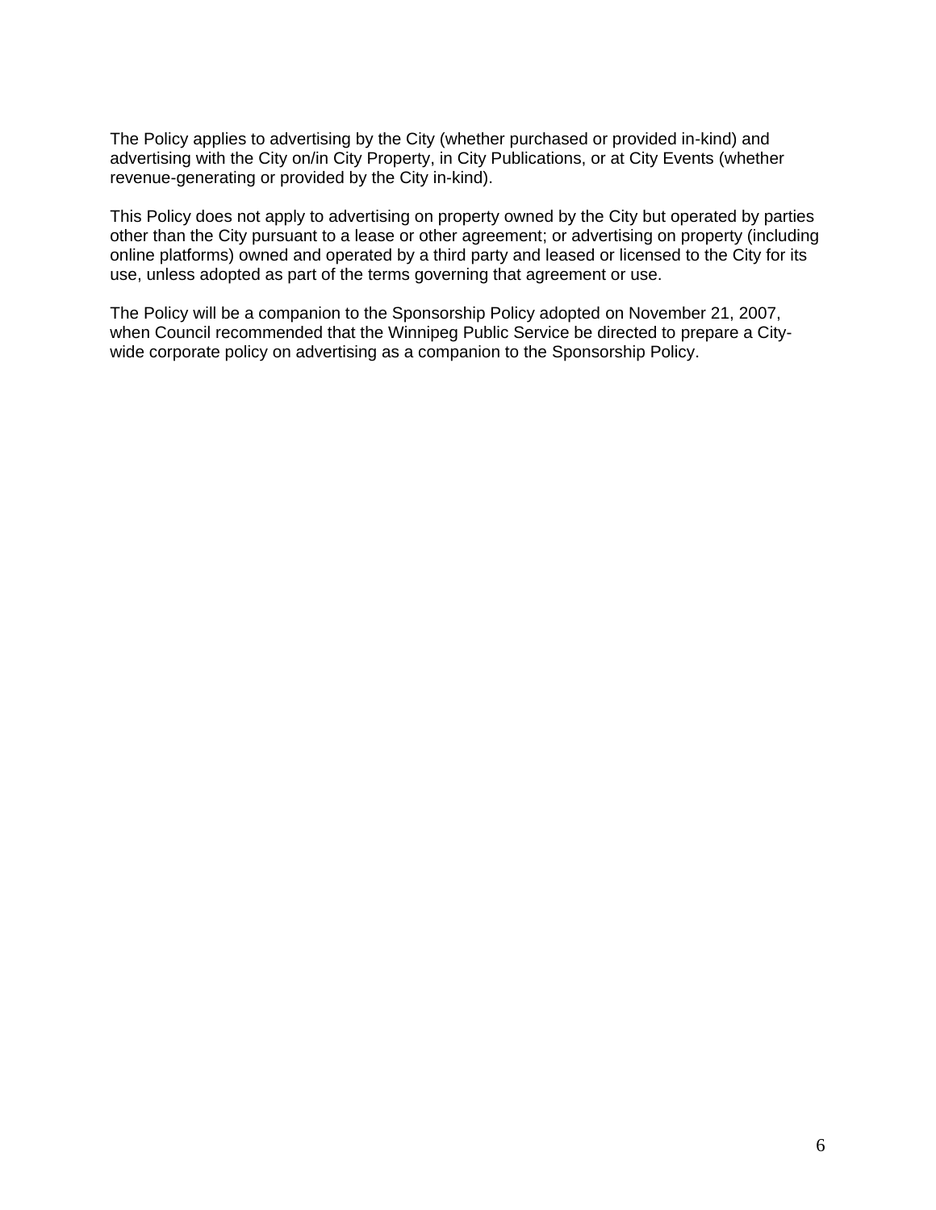The Policy applies to advertising by the City (whether purchased or provided in-kind) and advertising with the City on/in City Property, in City Publications, or at City Events (whether revenue-generating or provided by the City in-kind).

This Policy does not apply to advertising on property owned by the City but operated by parties other than the City pursuant to a lease or other agreement; or advertising on property (including online platforms) owned and operated by a third party and leased or licensed to the City for its use, unless adopted as part of the terms governing that agreement or use.

The Policy will be a companion to the Sponsorship Policy adopted on November 21, 2007, when Council recommended that the Winnipeg Public Service be directed to prepare a City-wide corporate policy on advertising as a companion to the Sponsorship Policy.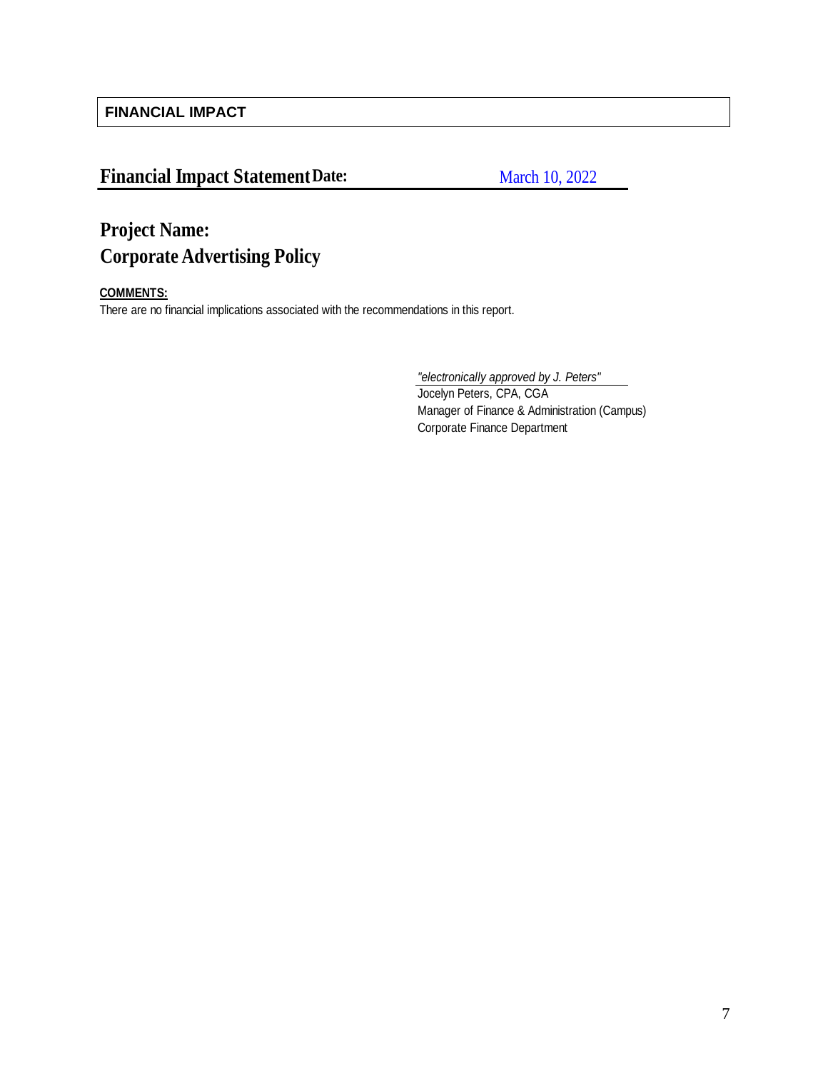## FINANCIAL IMPACT

# Financial Impact Statement

**Date:** March 10, 2022

# Project Name:
# Corporate Advertising Policy

**COMMENTS:**

There are no financial implications associated with the recommendations in this report.

*"electronically approved by J. Peters"*
Jocelyn Peters, CPA, CGA
Manager of Finance & Administration (Campus)
Corporate Finance Department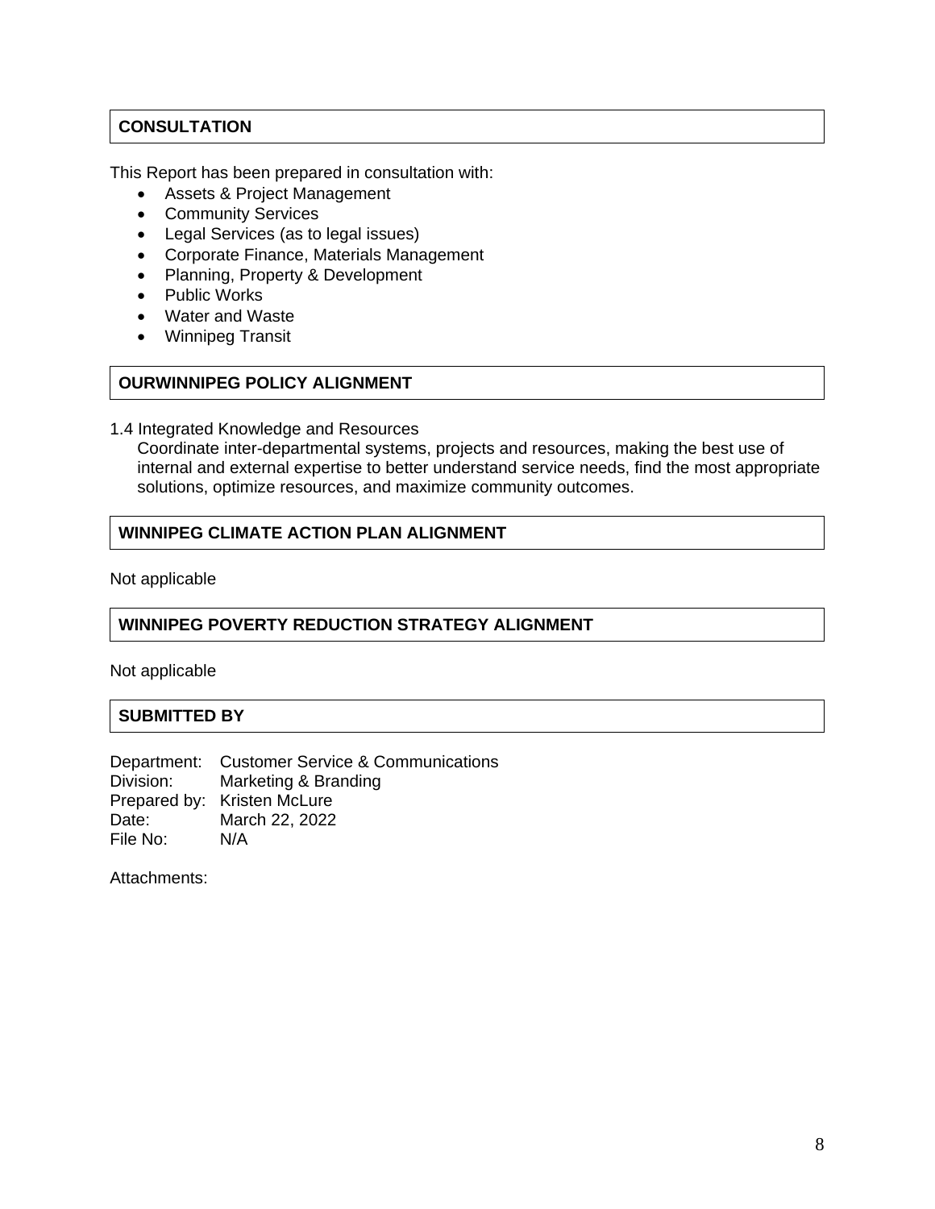## CONSULTATION

This Report has been prepared in consultation with:

- Assets & Project Management
- Community Services
- Legal Services (as to legal issues)
- Corporate Finance, Materials Management
- Planning, Property & Development
- Public Works
- Water and Waste
- Winnipeg Transit

## OURWINNIPEG POLICY ALIGNMENT

1.4 Integrated Knowledge and Resources
Coordinate inter-departmental systems, projects and resources, making the best use of internal and external expertise to better understand service needs, find the most appropriate solutions, optimize resources, and maximize community outcomes.

## WINNIPEG CLIMATE ACTION PLAN ALIGNMENT

Not applicable

## WINNIPEG POVERTY REDUCTION STRATEGY ALIGNMENT

Not applicable

## SUBMITTED BY

Department: Customer Service & Communications
Division: Marketing & Branding
Prepared by: Kristen McLure
Date: March 22, 2022
File No: N/A

Attachments: